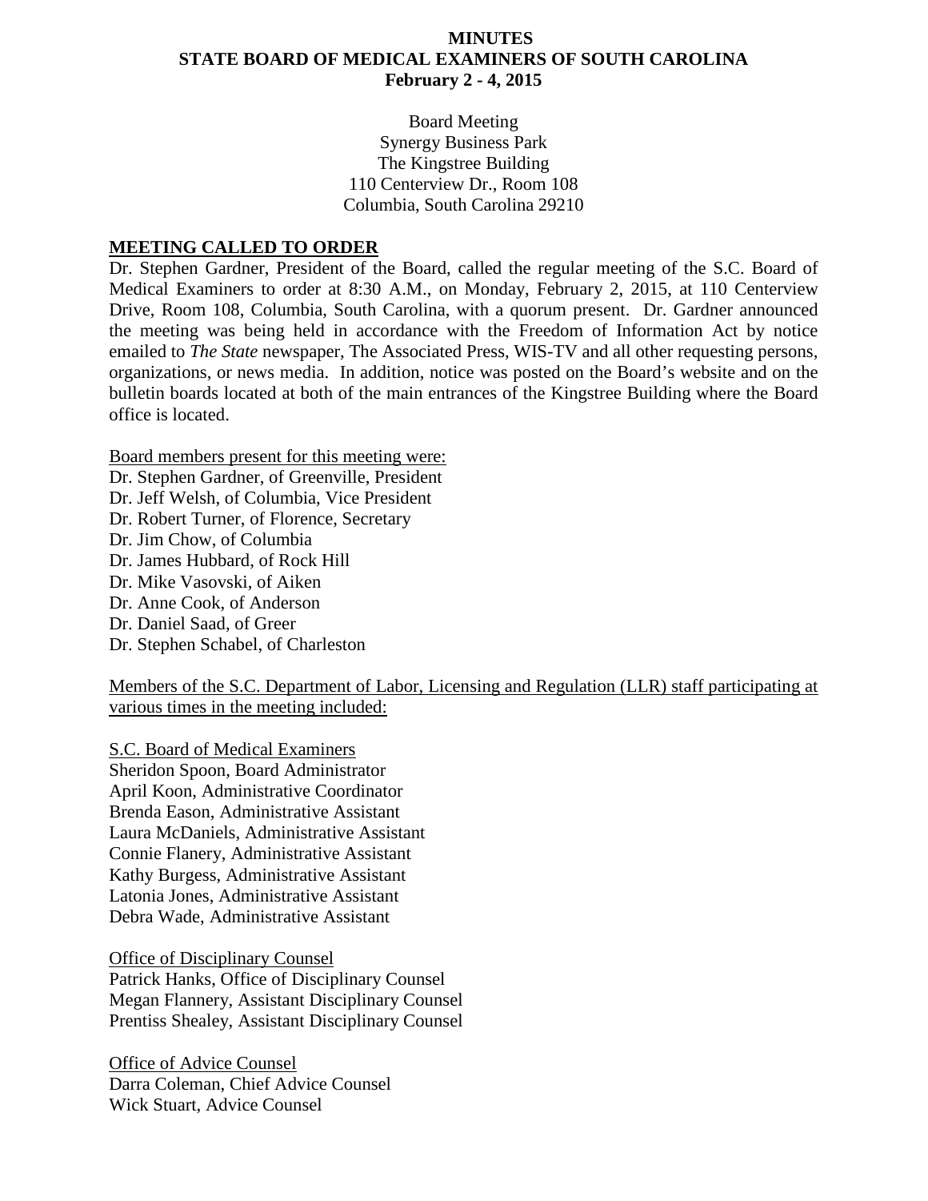# MINUTES
# STATE BOARD OF MEDICAL EXAMINERS OF SOUTH CAROLINA
## February 2 - 4, 2015

Board Meeting
Synergy Business Park
The Kingstree Building
110 Centerview Dr., Room 108
Columbia, South Carolina 29210

## MEETING CALLED TO ORDER

Dr. Stephen Gardner, President of the Board, called the regular meeting of the S.C. Board of Medical Examiners to order at 8:30 A.M., on Monday, February 2, 2015, at 110 Centerview Drive, Room 108, Columbia, South Carolina, with a quorum present. Dr. Gardner announced the meeting was being held in accordance with the Freedom of Information Act by notice emailed to *The State* newspaper, The Associated Press, WIS-TV and all other requesting persons, organizations, or news media. In addition, notice was posted on the Board's website and on the bulletin boards located at both of the main entrances of the Kingstree Building where the Board office is located.

Board members present for this meeting were:
Dr. Stephen Gardner, of Greenville, President
Dr. Jeff Welsh, of Columbia, Vice President
Dr. Robert Turner, of Florence, Secretary
Dr. Jim Chow, of Columbia
Dr. James Hubbard, of Rock Hill
Dr. Mike Vasovski, of Aiken
Dr. Anne Cook, of Anderson
Dr. Daniel Saad, of Greer
Dr. Stephen Schabel, of Charleston

Members of the S.C. Department of Labor, Licensing and Regulation (LLR) staff participating at various times in the meeting included:

S.C. Board of Medical Examiners
Sheridon Spoon, Board Administrator
April Koon, Administrative Coordinator
Brenda Eason, Administrative Assistant
Laura McDaniels, Administrative Assistant
Connie Flanery, Administrative Assistant
Kathy Burgess, Administrative Assistant
Latonia Jones, Administrative Assistant
Debra Wade, Administrative Assistant

Office of Disciplinary Counsel
Patrick Hanks, Office of Disciplinary Counsel
Megan Flannery, Assistant Disciplinary Counsel
Prentiss Shealey, Assistant Disciplinary Counsel

Office of Advice Counsel
Darra Coleman, Chief Advice Counsel
Wick Stuart, Advice Counsel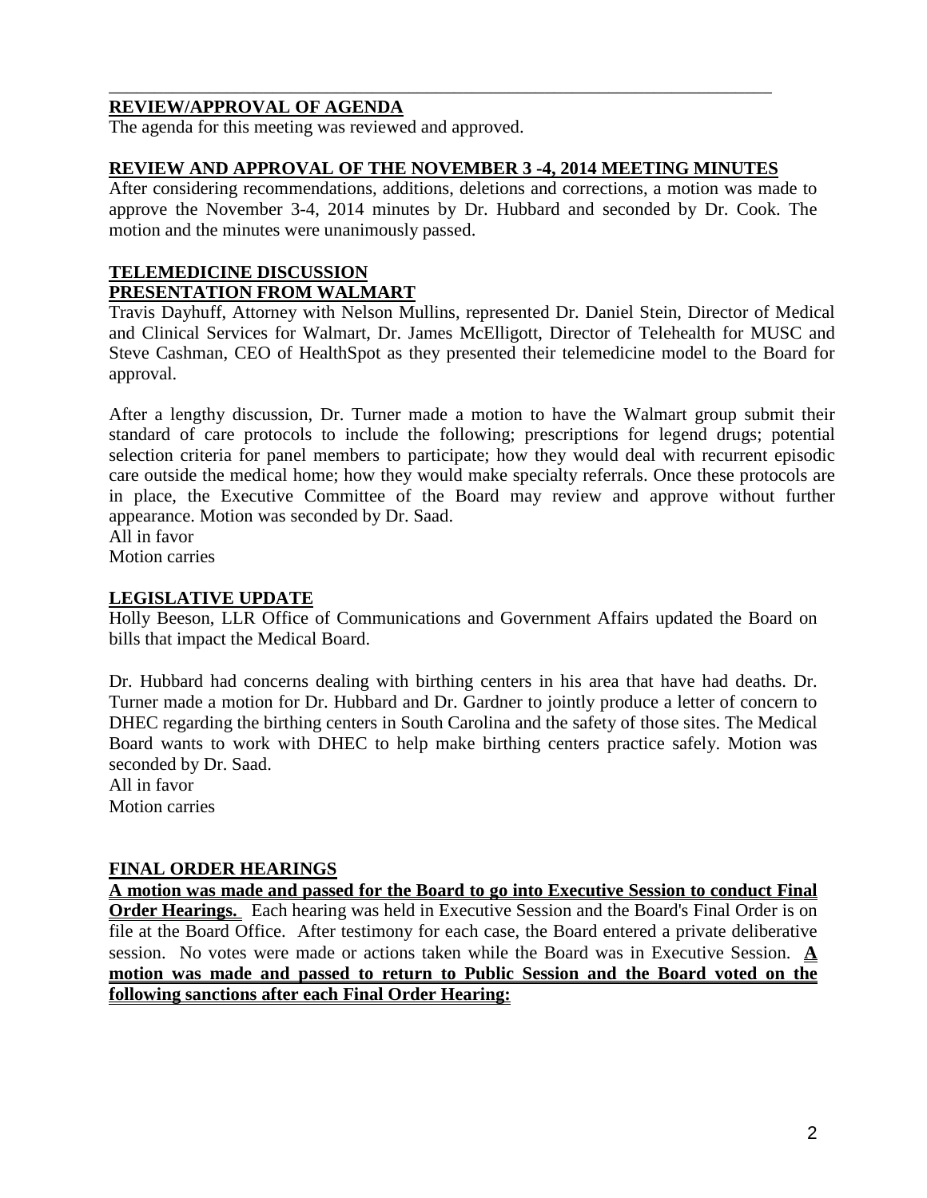## REVIEW/APPROVAL OF AGENDA

The agenda for this meeting was reviewed and approved.

## REVIEW AND APPROVAL OF THE NOVEMBER 3 -4, 2014 MEETING MINUTES

After considering recommendations, additions, deletions and corrections, a motion was made to approve the November 3-4, 2014 minutes by Dr. Hubbard and seconded by Dr. Cook. The motion and the minutes were unanimously passed.

## TELEMEDICINE DISCUSSION

## PRESENTATION FROM WALMART

Travis Dayhuff, Attorney with Nelson Mullins, represented Dr. Daniel Stein, Director of Medical and Clinical Services for Walmart, Dr. James McElligott, Director of Telehealth for MUSC and Steve Cashman, CEO of HealthSpot as they presented their telemedicine model to the Board for approval.

After a lengthy discussion, Dr. Turner made a motion to have the Walmart group submit their standard of care protocols to include the following; prescriptions for legend drugs; potential selection criteria for panel members to participate; how they would deal with recurrent episodic care outside the medical home; how they would make specialty referrals. Once these protocols are in place, the Executive Committee of the Board may review and approve without further appearance. Motion was seconded by Dr. Saad.

All in favor

Motion carries

## LEGISLATIVE UPDATE

Holly Beeson, LLR Office of Communications and Government Affairs updated the Board on bills that impact the Medical Board.

Dr. Hubbard had concerns dealing with birthing centers in his area that have had deaths. Dr. Turner made a motion for Dr. Hubbard and Dr. Gardner to jointly produce a letter of concern to DHEC regarding the birthing centers in South Carolina and the safety of those sites. The Medical Board wants to work with DHEC to help make birthing centers practice safely. Motion was seconded by Dr. Saad.

All in favor

Motion carries

## FINAL ORDER HEARINGS

**A motion was made and passed for the Board to go into Executive Session to conduct Final Order Hearings.** Each hearing was held in Executive Session and the Board's Final Order is on file at the Board Office. After testimony for each case, the Board entered a private deliberative session. No votes were made or actions taken while the Board was in Executive Session. **A motion was made and passed to return to Public Session and the Board voted on the following sanctions after each Final Order Hearing:**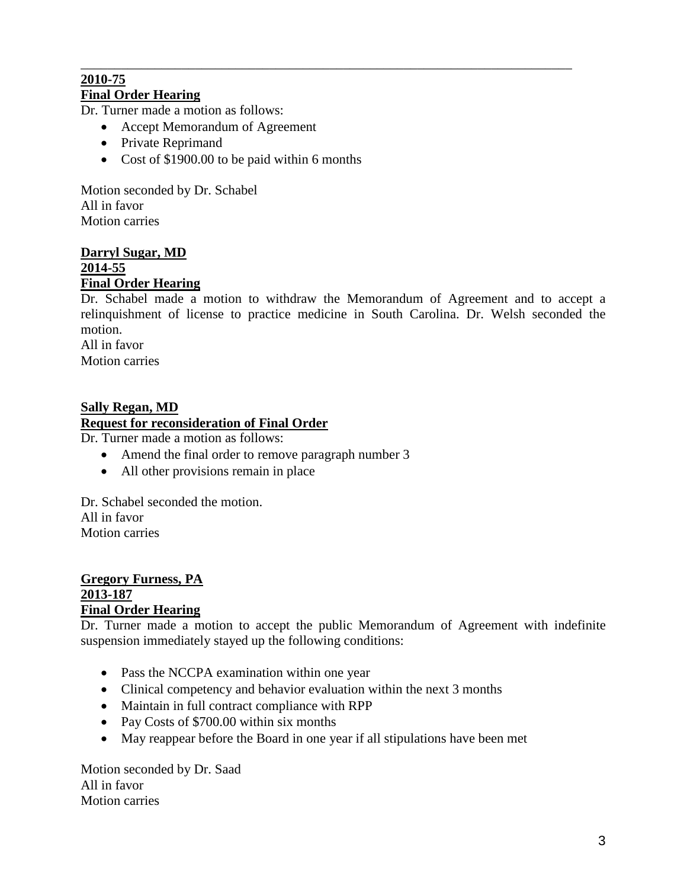---

**2010-75**
**Final Order Hearing**

Dr. Turner made a motion as follows:

- Accept Memorandum of Agreement
- Private Reprimand
- Cost of $1900.00 to be paid within 6 months

Motion seconded by Dr. Schabel
All in favor
Motion carries

**Darryl Sugar, MD**
**2014-55**
**Final Order Hearing**

Dr. Schabel made a motion to withdraw the Memorandum of Agreement and to accept a relinquishment of license to practice medicine in South Carolina. Dr. Welsh seconded the motion.
All in favor
Motion carries

**Sally Regan, MD**
**Request for reconsideration of Final Order**

Dr. Turner made a motion as follows:

- Amend the final order to remove paragraph number 3
- All other provisions remain in place

Dr. Schabel seconded the motion.
All in favor
Motion carries

**Gregory Furness, PA**
**2013-187**
**Final Order Hearing**

Dr. Turner made a motion to accept the public Memorandum of Agreement with indefinite suspension immediately stayed up the following conditions:

- Pass the NCCPA examination within one year
- Clinical competency and behavior evaluation within the next 3 months
- Maintain in full contract compliance with RPP
- Pay Costs of $700.00 within six months
- May reappear before the Board in one year if all stipulations have been met

Motion seconded by Dr. Saad
All in favor
Motion carries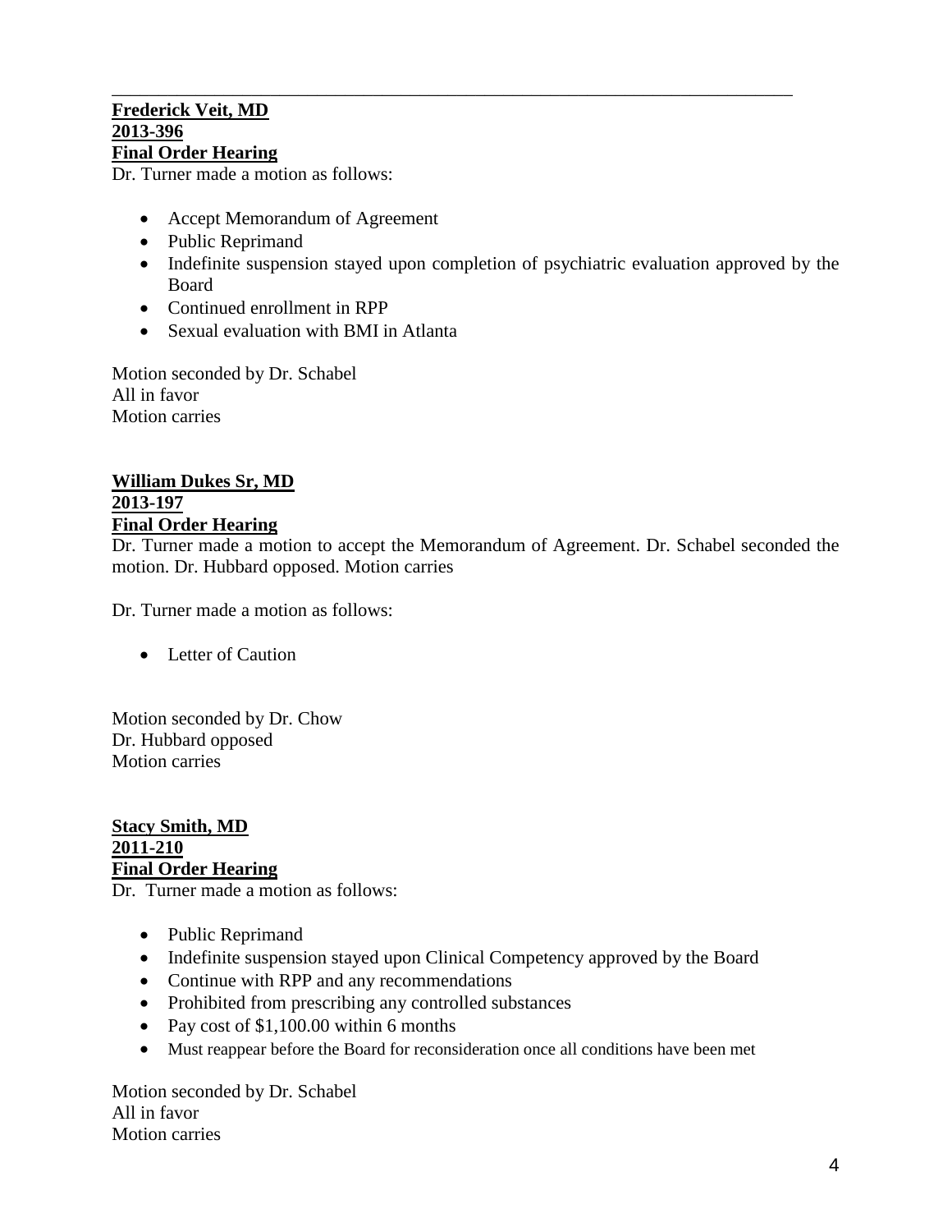---

**Frederick Veit, MD**
**2013-396**
**Final Order Hearing**

Dr. Turner made a motion as follows:

- Accept Memorandum of Agreement
- Public Reprimand
- Indefinite suspension stayed upon completion of psychiatric evaluation approved by the Board
- Continued enrollment in RPP
- Sexual evaluation with BMI in Atlanta

Motion seconded by Dr. Schabel
All in favor
Motion carries

**William Dukes Sr, MD**
**2013-197**
**Final Order Hearing**

Dr. Turner made a motion to accept the Memorandum of Agreement. Dr. Schabel seconded the motion. Dr. Hubbard opposed. Motion carries

Dr. Turner made a motion as follows:

- Letter of Caution

Motion seconded by Dr. Chow
Dr. Hubbard opposed
Motion carries

**Stacy Smith, MD**
**2011-210**
**Final Order Hearing**

Dr. Turner made a motion as follows:

- Public Reprimand
- Indefinite suspension stayed upon Clinical Competency approved by the Board
- Continue with RPP and any recommendations
- Prohibited from prescribing any controlled substances
- Pay cost of $1,100.00 within 6 months
- Must reappear before the Board for reconsideration once all conditions have been met

Motion seconded by Dr. Schabel
All in favor
Motion carries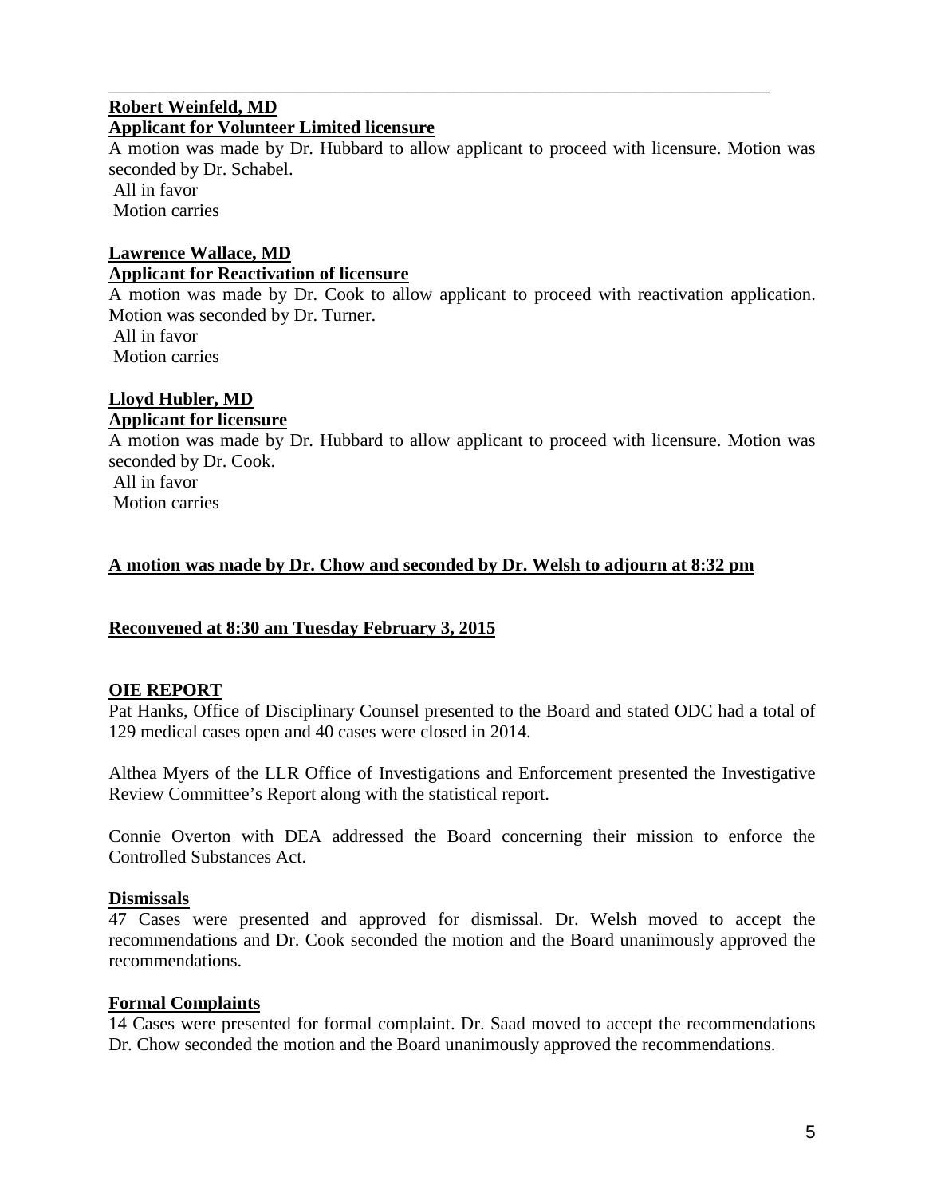---

**Robert Weinfeld, MD**
**Applicant for Volunteer Limited licensure**

A motion was made by Dr. Hubbard to allow applicant to proceed with licensure. Motion was seconded by Dr. Schabel.
All in favor
Motion carries

**Lawrence Wallace, MD**
**Applicant for Reactivation of licensure**

A motion was made by Dr. Cook to allow applicant to proceed with reactivation application. Motion was seconded by Dr. Turner.
All in favor
Motion carries

**Lloyd Hubler, MD**
**Applicant for licensure**

A motion was made by Dr. Hubbard to allow applicant to proceed with licensure. Motion was seconded by Dr. Cook.
All in favor
Motion carries

**A motion was made by Dr. Chow and seconded by Dr. Welsh to adjourn at 8:32 pm**

**Reconvened at 8:30 am Tuesday February 3, 2015**

**OIE REPORT**

Pat Hanks, Office of Disciplinary Counsel presented to the Board and stated ODC had a total of 129 medical cases open and 40 cases were closed in 2014.

Althea Myers of the LLR Office of Investigations and Enforcement presented the Investigative Review Committee's Report along with the statistical report.

Connie Overton with DEA addressed the Board concerning their mission to enforce the Controlled Substances Act.

**Dismissals**

47 Cases were presented and approved for dismissal. Dr. Welsh moved to accept the recommendations and Dr. Cook seconded the motion and the Board unanimously approved the recommendations.

**Formal Complaints**

14 Cases were presented for formal complaint. Dr. Saad moved to accept the recommendations Dr. Chow seconded the motion and the Board unanimously approved the recommendations.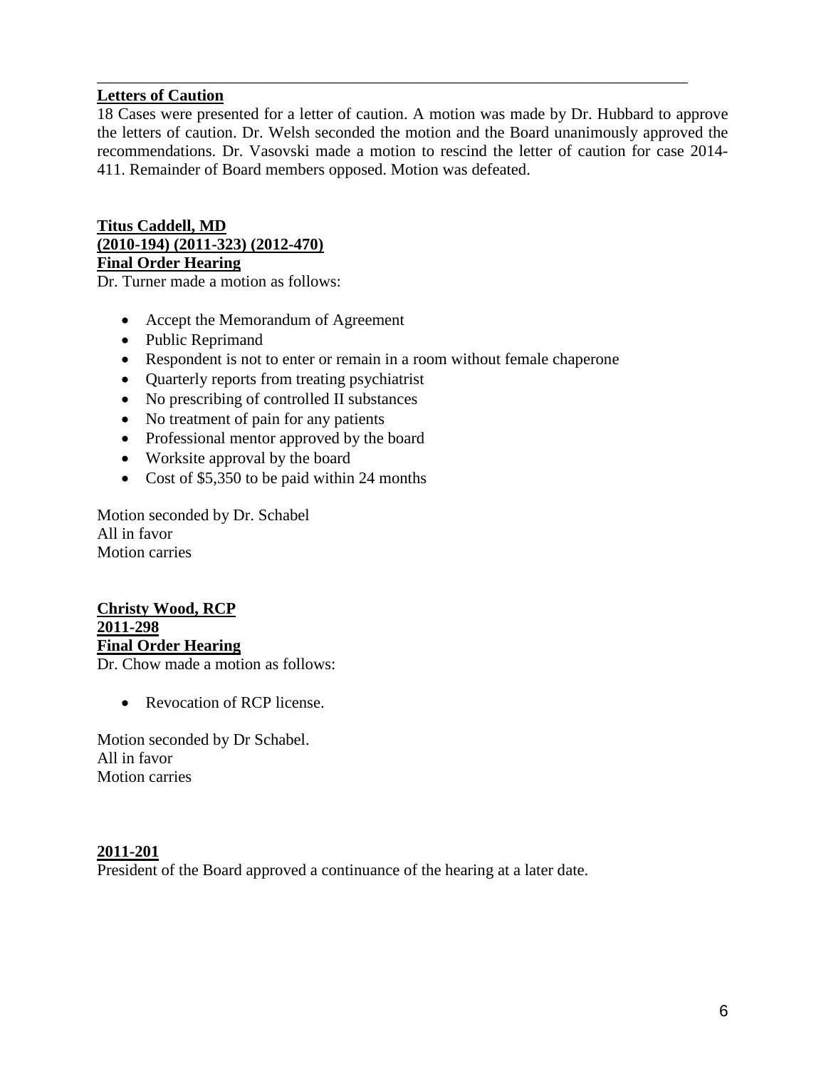---

**Letters of Caution**

18 Cases were presented for a letter of caution. A motion was made by Dr. Hubbard to approve the letters of caution. Dr. Welsh seconded the motion and the Board unanimously approved the recommendations. Dr. Vasovski made a motion to rescind the letter of caution for case 2014-411. Remainder of Board members opposed. Motion was defeated.

**Titus Caddell, MD**
**(2010-194) (2011-323) (2012-470)**
**Final Order Hearing**

Dr. Turner made a motion as follows:

- Accept the Memorandum of Agreement
- Public Reprimand
- Respondent is not to enter or remain in a room without female chaperone
- Quarterly reports from treating psychiatrist
- No prescribing of controlled II substances
- No treatment of pain for any patients
- Professional mentor approved by the board
- Worksite approval by the board
- Cost of $5,350 to be paid within 24 months

Motion seconded by Dr. Schabel
All in favor
Motion carries

**Christy Wood, RCP**
**2011-298**
**Final Order Hearing**

Dr. Chow made a motion as follows:

- Revocation of RCP license.

Motion seconded by Dr Schabel.
All in favor
Motion carries

**2011-201**

President of the Board approved a continuance of the hearing at a later date.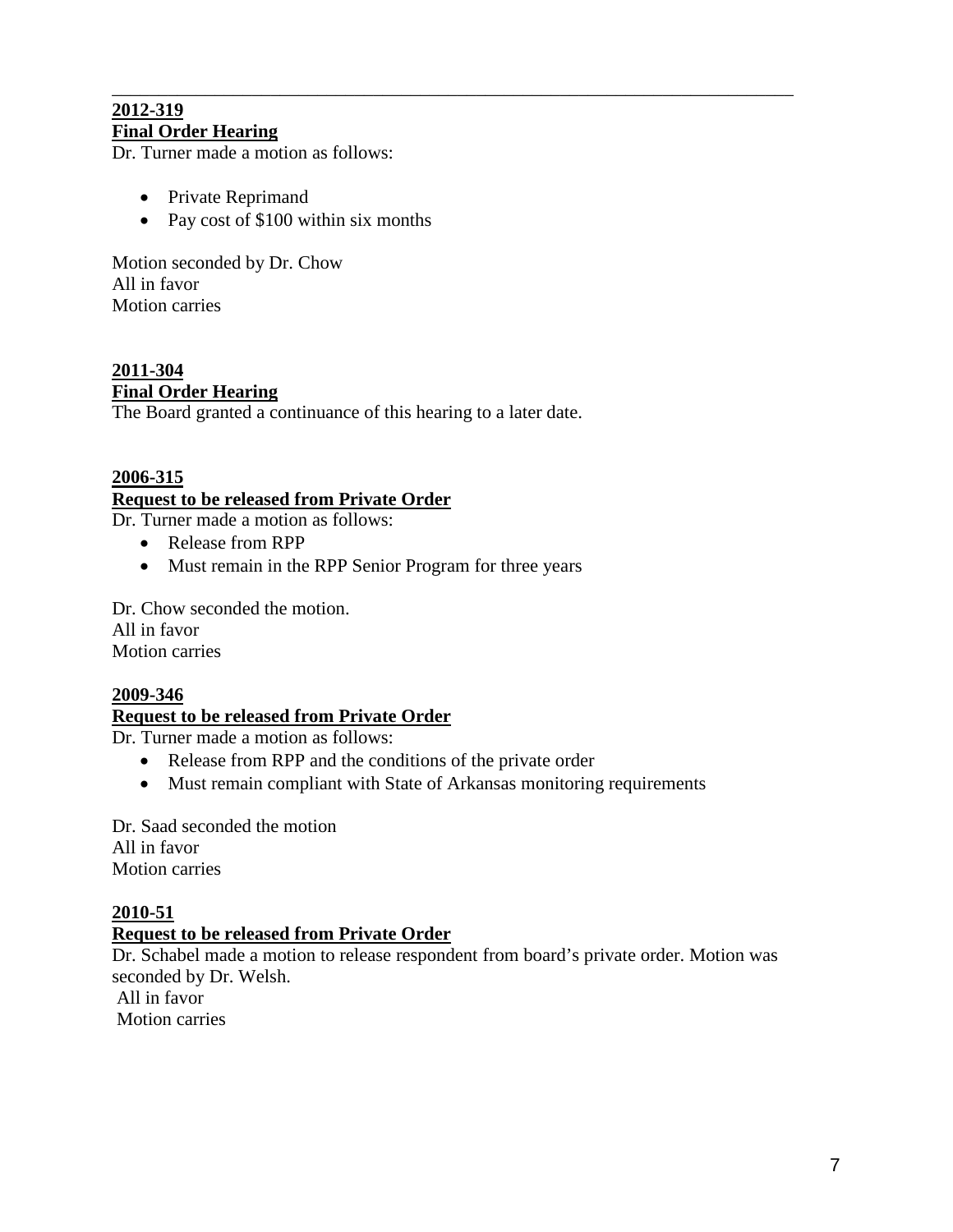---

**2012-319**

**Final Order Hearing**

Dr. Turner made a motion as follows:

- Private Reprimand
- Pay cost of $100 within six months

Motion seconded by Dr. Chow
All in favor
Motion carries

**2011-304**

**Final Order Hearing**

The Board granted a continuance of this hearing to a later date.

**2006-315**

**Request to be released from Private Order**

Dr. Turner made a motion as follows:

- Release from RPP
- Must remain in the RPP Senior Program for three years

Dr. Chow seconded the motion.
All in favor
Motion carries

**2009-346**

**Request to be released from Private Order**

Dr. Turner made a motion as follows:

- Release from RPP and the conditions of the private order
- Must remain compliant with State of Arkansas monitoring requirements

Dr. Saad seconded the motion
All in favor
Motion carries

**2010-51**

**Request to be released from Private Order**

Dr. Schabel made a motion to release respondent from board's private order. Motion was seconded by Dr. Welsh.
All in favor
Motion carries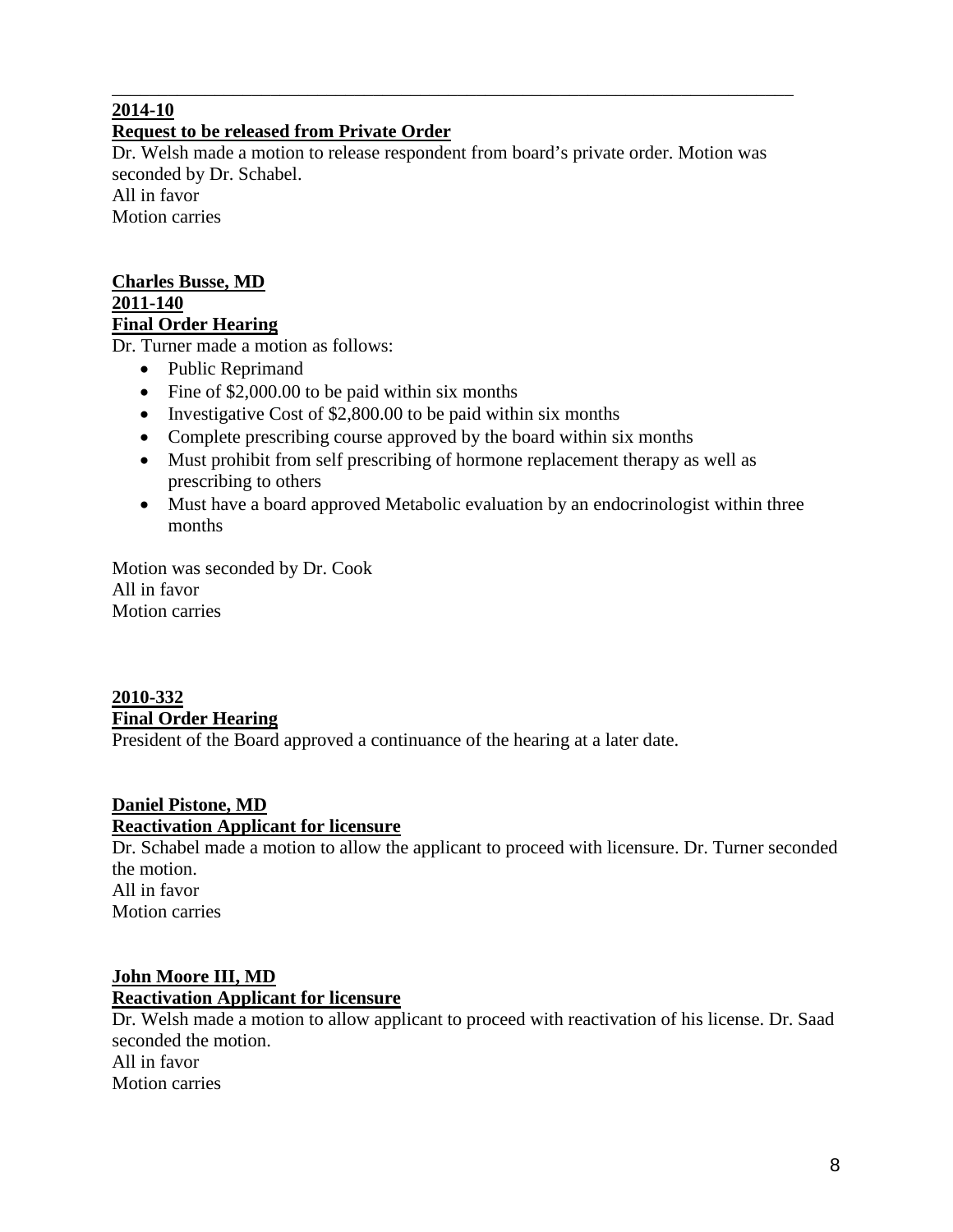---

**2014-10**

**Request to be released from Private Order**

Dr. Welsh made a motion to release respondent from board's private order. Motion was seconded by Dr. Schabel.
All in favor
Motion carries

**Charles Busse, MD**

**2011-140**

**Final Order Hearing**

Dr. Turner made a motion as follows:

- Public Reprimand
- Fine of $2,000.00 to be paid within six months
- Investigative Cost of $2,800.00 to be paid within six months
- Complete prescribing course approved by the board within six months
- Must prohibit from self prescribing of hormone replacement therapy as well as prescribing to others
- Must have a board approved Metabolic evaluation by an endocrinologist within three months

Motion was seconded by Dr. Cook
All in favor
Motion carries

**2010-332**

**Final Order Hearing**

President of the Board approved a continuance of the hearing at a later date.

**Daniel Pistone, MD**

**Reactivation Applicant for licensure**

Dr. Schabel made a motion to allow the applicant to proceed with licensure. Dr. Turner seconded the motion.
All in favor
Motion carries

**John Moore III, MD**

**Reactivation Applicant for licensure**

Dr. Welsh made a motion to allow applicant to proceed with reactivation of his license. Dr. Saad seconded the motion.
All in favor
Motion carries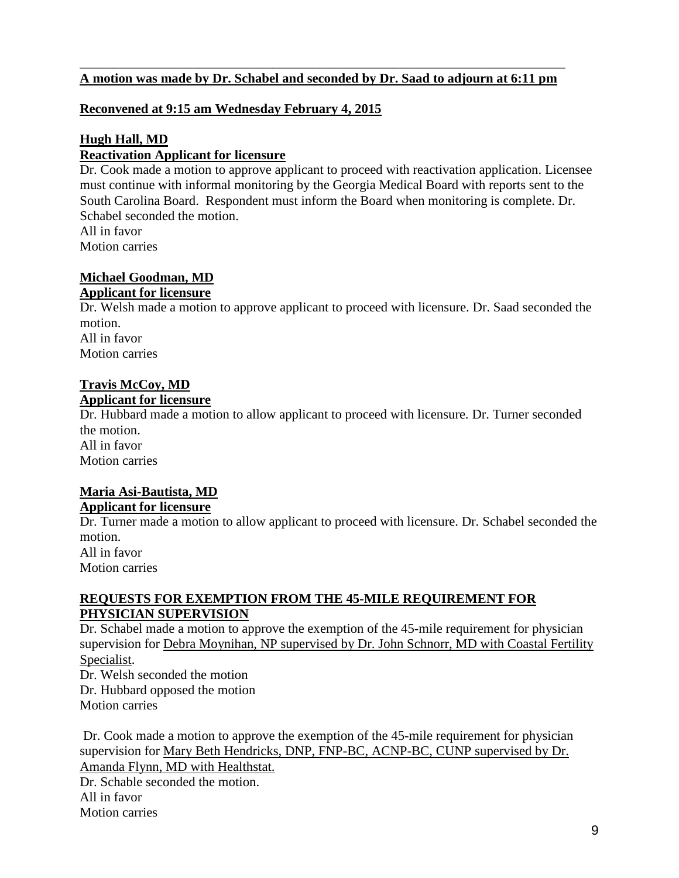**A motion was made by Dr. Schabel and seconded by Dr. Saad to adjourn at 6:11 pm**

**Reconvened at 9:15 am Wednesday February 4, 2015**

**Hugh Hall, MD**
**Reactivation Applicant for licensure**

Dr. Cook made a motion to approve applicant to proceed with reactivation application. Licensee must continue with informal monitoring by the Georgia Medical Board with reports sent to the South Carolina Board. Respondent must inform the Board when monitoring is complete. Dr. Schabel seconded the motion.
All in favor
Motion carries

**Michael Goodman, MD**
**Applicant for licensure**

Dr. Welsh made a motion to approve applicant to proceed with licensure. Dr. Saad seconded the motion.
All in favor
Motion carries

**Travis McCoy, MD**
**Applicant for licensure**

Dr. Hubbard made a motion to allow applicant to proceed with licensure. Dr. Turner seconded the motion.
All in favor
Motion carries

**Maria Asi-Bautista, MD**
**Applicant for licensure**

Dr. Turner made a motion to allow applicant to proceed with licensure. Dr. Schabel seconded the motion.
All in favor
Motion carries

**REQUESTS FOR EXEMPTION FROM THE 45-MILE REQUIREMENT FOR PHYSICIAN SUPERVISION**

Dr. Schabel made a motion to approve the exemption of the 45-mile requirement for physician supervision for Debra Moynihan, NP supervised by Dr. John Schnorr, MD with Coastal Fertility Specialist.
Dr. Welsh seconded the motion
Dr. Hubbard opposed the motion
Motion carries

Dr. Cook made a motion to approve the exemption of the 45-mile requirement for physician supervision for Mary Beth Hendricks, DNP, FNP-BC, ACNP-BC, CUNP supervised by Dr. Amanda Flynn, MD with Healthstat.
Dr. Schable seconded the motion.
All in favor
Motion carries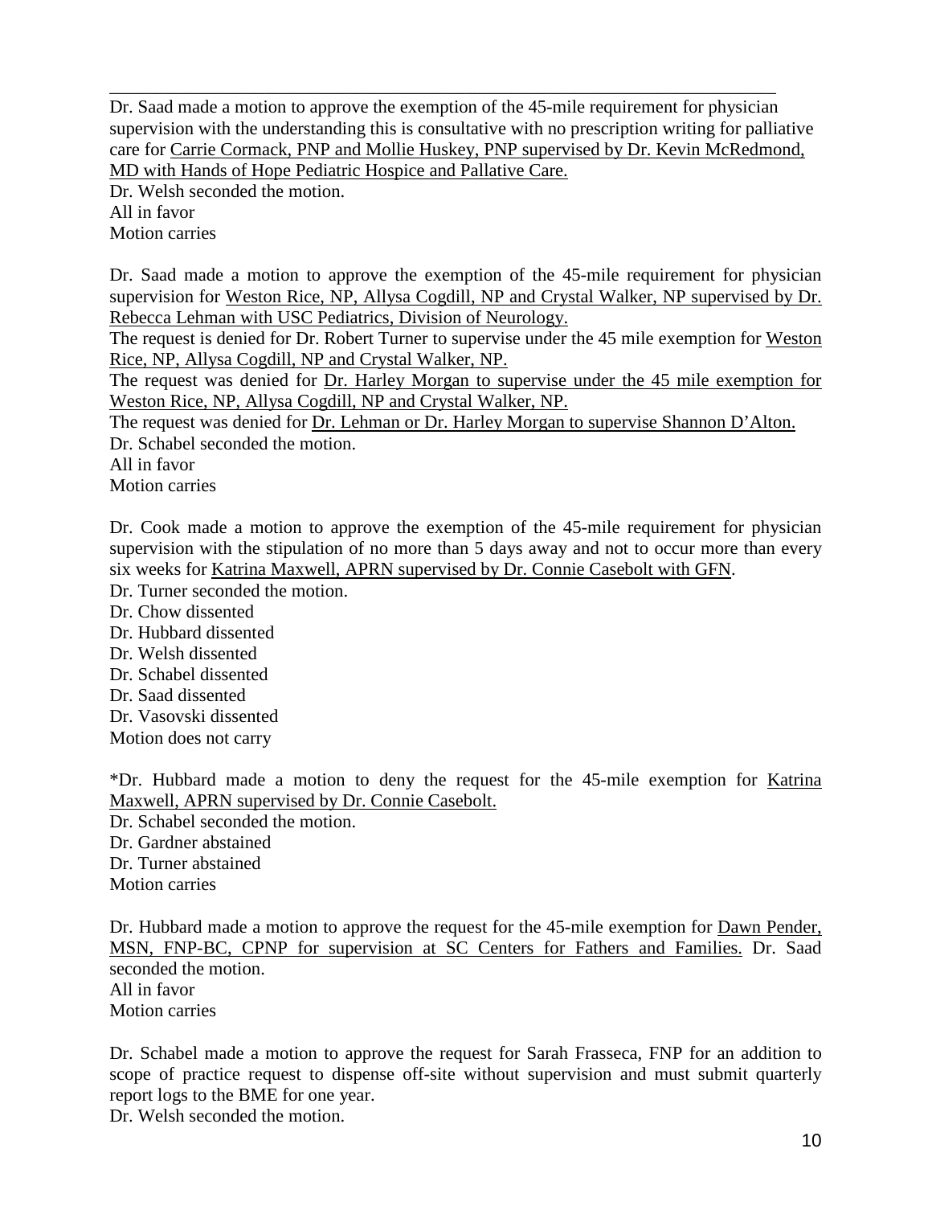Dr. Saad made a motion to approve the exemption of the 45-mile requirement for physician supervision with the understanding this is consultative with no prescription writing for palliative care for Carrie Cormack, PNP and Mollie Huskey, PNP supervised by Dr. Kevin McRedmond, MD with Hands of Hope Pediatric Hospice and Pallative Care.
Dr. Welsh seconded the motion.
All in favor
Motion carries

Dr. Saad made a motion to approve the exemption of the 45-mile requirement for physician supervision for Weston Rice, NP, Allysa Cogdill, NP and Crystal Walker, NP supervised by Dr. Rebecca Lehman with USC Pediatrics, Division of Neurology.
The request is denied for Dr. Robert Turner to supervise under the 45 mile exemption for Weston Rice, NP, Allysa Cogdill, NP and Crystal Walker, NP.
The request was denied for Dr. Harley Morgan to supervise under the 45 mile exemption for Weston Rice, NP, Allysa Cogdill, NP and Crystal Walker, NP.
The request was denied for Dr. Lehman or Dr. Harley Morgan to supervise Shannon D'Alton.
Dr. Schabel seconded the motion.
All in favor
Motion carries

Dr. Cook made a motion to approve the exemption of the 45-mile requirement for physician supervision with the stipulation of no more than 5 days away and not to occur more than every six weeks for Katrina Maxwell, APRN supervised by Dr. Connie Casebolt with GFN.
Dr. Turner seconded the motion.
Dr. Chow dissented
Dr. Hubbard dissented
Dr. Welsh dissented
Dr. Schabel dissented
Dr. Saad dissented
Dr. Vasovski dissented
Motion does not carry

*Dr. Hubbard made a motion to deny the request for the 45-mile exemption for Katrina Maxwell, APRN supervised by Dr. Connie Casebolt.
Dr. Schabel seconded the motion.
Dr. Gardner abstained
Dr. Turner abstained
Motion carries

Dr. Hubbard made a motion to approve the request for the 45-mile exemption for Dawn Pender, MSN, FNP-BC, CPNP for supervision at SC Centers for Fathers and Families. Dr. Saad seconded the motion.
All in favor
Motion carries

Dr. Schabel made a motion to approve the request for Sarah Frasseca, FNP for an addition to scope of practice request to dispense off-site without supervision and must submit quarterly report logs to the BME for one year.
Dr. Welsh seconded the motion.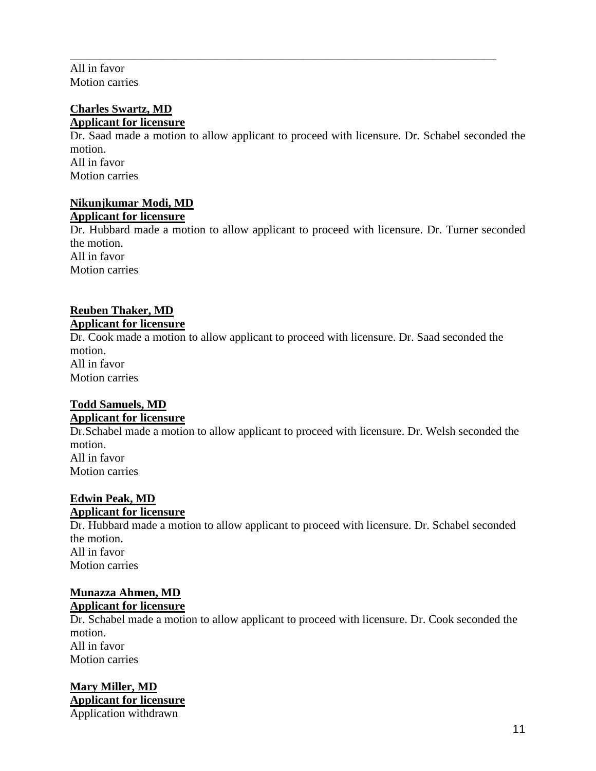All in favor
Motion carries

**Charles Swartz, MD**
**Applicant for licensure**
Dr. Saad made a motion to allow applicant to proceed with licensure. Dr. Schabel seconded the motion.
All in favor
Motion carries

**Nikunjkumar Modi, MD**
**Applicant for licensure**
Dr. Hubbard made a motion to allow applicant to proceed with licensure. Dr. Turner seconded the motion.
All in favor
Motion carries

**Reuben Thaker, MD**
**Applicant for licensure**
Dr. Cook made a motion to allow applicant to proceed with licensure. Dr. Saad seconded the motion.
All in favor
Motion carries

**Todd Samuels, MD**
**Applicant for licensure**
Dr.Schabel made a motion to allow applicant to proceed with licensure. Dr. Welsh seconded the motion.
All in favor
Motion carries

**Edwin Peak, MD**
**Applicant for licensure**
Dr. Hubbard made a motion to allow applicant to proceed with licensure. Dr. Schabel seconded the motion.
All in favor
Motion carries

**Munazza Ahmen, MD**
**Applicant for licensure**
Dr. Schabel made a motion to allow applicant to proceed with licensure. Dr. Cook seconded the motion.
All in favor
Motion carries

**Mary Miller, MD**
**Applicant for licensure**
Application withdrawn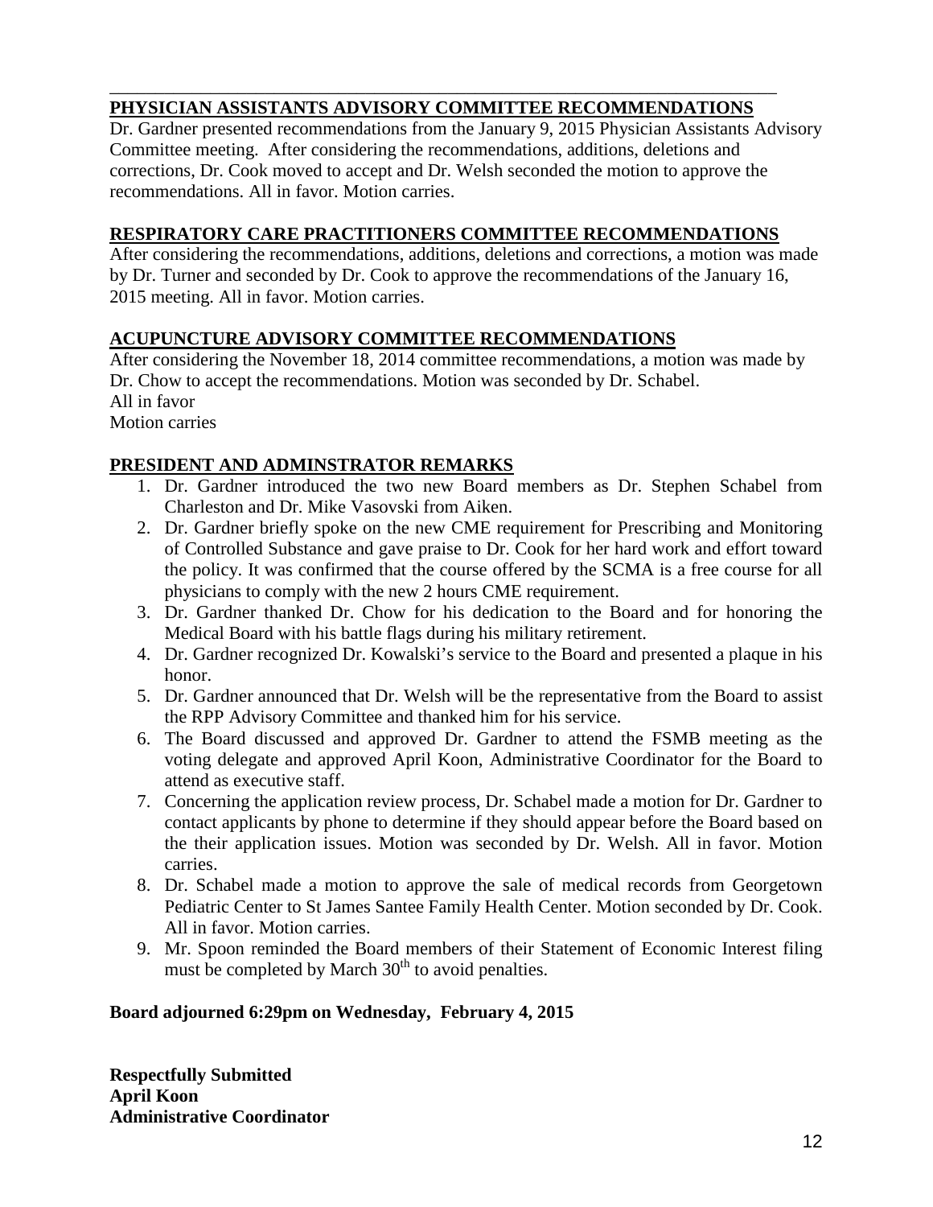## PHYSICIAN ASSISTANTS ADVISORY COMMITTEE RECOMMENDATIONS

Dr. Gardner presented recommendations from the January 9, 2015 Physician Assistants Advisory Committee meeting. After considering the recommendations, additions, deletions and corrections, Dr. Cook moved to accept and Dr. Welsh seconded the motion to approve the recommendations. All in favor. Motion carries.

## RESPIRATORY CARE PRACTITIONERS COMMITTEE RECOMMENDATIONS

After considering the recommendations, additions, deletions and corrections, a motion was made by Dr. Turner and seconded by Dr. Cook to approve the recommendations of the January 16, 2015 meeting. All in favor. Motion carries.

## ACUPUNCTURE ADVISORY COMMITTEE RECOMMENDATIONS

After considering the November 18, 2014 committee recommendations, a motion was made by Dr. Chow to accept the recommendations. Motion was seconded by Dr. Schabel.
All in favor
Motion carries

## PRESIDENT AND ADMINSTRATOR REMARKS

1. Dr. Gardner introduced the two new Board members as Dr. Stephen Schabel from Charleston and Dr. Mike Vasovski from Aiken.
2. Dr. Gardner briefly spoke on the new CME requirement for Prescribing and Monitoring of Controlled Substance and gave praise to Dr. Cook for her hard work and effort toward the policy. It was confirmed that the course offered by the SCMA is a free course for all physicians to comply with the new 2 hours CME requirement.
3. Dr. Gardner thanked Dr. Chow for his dedication to the Board and for honoring the Medical Board with his battle flags during his military retirement.
4. Dr. Gardner recognized Dr. Kowalski's service to the Board and presented a plaque in his honor.
5. Dr. Gardner announced that Dr. Welsh will be the representative from the Board to assist the RPP Advisory Committee and thanked him for his service.
6. The Board discussed and approved Dr. Gardner to attend the FSMB meeting as the voting delegate and approved April Koon, Administrative Coordinator for the Board to attend as executive staff.
7. Concerning the application review process, Dr. Schabel made a motion for Dr. Gardner to contact applicants by phone to determine if they should appear before the Board based on the their application issues. Motion was seconded by Dr. Welsh. All in favor. Motion carries.
8. Dr. Schabel made a motion to approve the sale of medical records from Georgetown Pediatric Center to St James Santee Family Health Center. Motion seconded by Dr. Cook. All in favor. Motion carries.
9. Mr. Spoon reminded the Board members of their Statement of Economic Interest filing must be completed by March 30th to avoid penalties.

**Board adjourned 6:29pm on Wednesday, February 4, 2015**

**Respectfully Submitted**
**April Koon**
**Administrative Coordinator**